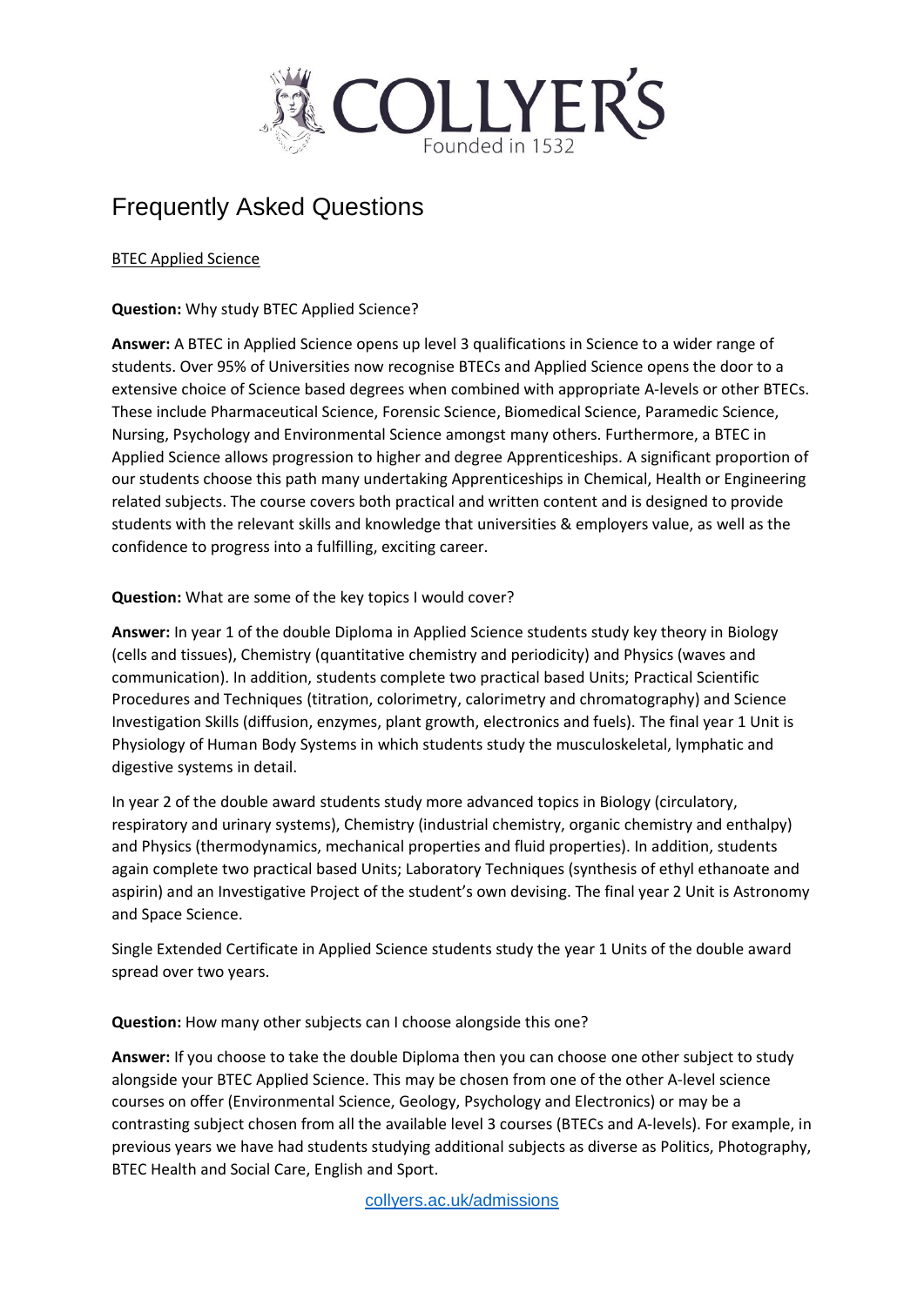# Frequently Asked Questions

BTEC Applied Science

**Question:** Why study BTEC Applied Science?

**Answer:** A BTEC in Applied Science opens up level 3 qualifications in Science to a wider range of students. Over 95% of Universities now recognise BTECs and Applied Science opens the door to a extensive choice of Science based degrees when combined with appropriate A-levels or other BTECs. These include Pharmaceutical Science, Forensic Science, Biomedical Science, Paramedic Science, Nursing, Psychology and Environmental Science amongst many others. Furthermore, a BTEC in Applied Science allows progression to higher and degree Apprenticeships. A significant proportion of our students choose this path many undertaking Apprenticeships in Chemical, Health or Engineering related subjects. The course covers both practical and written content and is designed to provide students with the relevant skills and knowledge that universities & employers value, as well as the confidence to progress into a fulfilling, exciting career.

**Question:** What are some of the key topics I would cover?

**Answer:** In year 1 of the double Diploma in Applied Science students study key theory in Biology (cells and tissues), Chemistry (quantitative chemistry and periodicity) and Physics (waves and communication). In addition, students complete two practical based Units; Practical Scientific Procedures and Techniques (titration, colorimetry, calorimetry and chromatography) and Science Investigation Skills (diffusion, enzymes, plant growth, electronics and fuels). The final year 1 Unit is Physiology of Human Body Systems in which students study the musculoskeletal, lymphatic and digestive systems in detail.

In year 2 of the double award students study more advanced topics in Biology (circulatory, respiratory and urinary systems), Chemistry (industrial chemistry, organic chemistry and enthalpy) and Physics (thermodynamics, mechanical properties and fluid properties). In addition, students again complete two practical based Units; Laboratory Techniques (synthesis of ethyl ethanoate and aspirin) and an Investigative Project of the student's own devising. The final year 2 Unit is Astronomy and Space Science.

Single Extended Certificate in Applied Science students study the year 1 Units of the double award spread over two years.

**Question:** How many other subjects can I choose alongside this one?

**Answer:** If you choose to take the double Diploma then you can choose one other subject to study alongside your BTEC Applied Science. This may be chosen from one of the other A-level science courses on offer (Environmental Science, Geology, Psychology and Electronics) or may be a contrasting subject chosen from all the available level 3 courses (BTECs and A-levels). For example, in previous years we have had students studying additional subjects as diverse as Politics, Photography, BTEC Health and Social Care, English and Sport.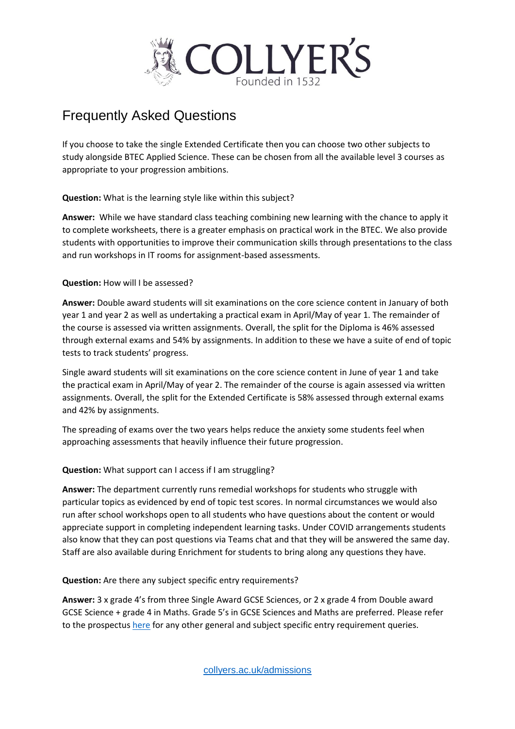# Frequently Asked Questions

If you choose to take the single Extended Certificate then you can choose two other subjects to study alongside BTEC Applied Science. These can be chosen from all the available level 3 courses as appropriate to your progression ambitions.

**Question:** What is the learning style like within this subject?

**Answer:** While we have standard class teaching combining new learning with the chance to apply it to complete worksheets, there is a greater emphasis on practical work in the BTEC. We also provide students with opportunities to improve their communication skills through presentations to the class and run workshops in IT rooms for assignment-based assessments.

**Question:** How will I be assessed?

**Answer:** Double award students will sit examinations on the core science content in January of both year 1 and year 2 as well as undertaking a practical exam in April/May of year 1. The remainder of the course is assessed via written assignments. Overall, the split for the Diploma is 46% assessed through external exams and 54% by assignments. In addition to these we have a suite of end of topic tests to track students' progress.

Single award students will sit examinations on the core science content in June of year 1 and take the practical exam in April/May of year 2. The remainder of the course is again assessed via written assignments. Overall, the split for the Extended Certificate is 58% assessed through external exams and 42% by assignments.

The spreading of exams over the two years helps reduce the anxiety some students feel when approaching assessments that heavily influence their future progression.

**Question:** What support can I access if I am struggling?

**Answer:** The department currently runs remedial workshops for students who struggle with particular topics as evidenced by end of topic test scores. In normal circumstances we would also run after school workshops open to all students who have questions about the content or would appreciate support in completing independent learning tasks. Under COVID arrangements students also know that they can post questions via Teams chat and that they will be answered the same day. Staff are also available during Enrichment for students to bring along any questions they have.

**Question:** Are there any subject specific entry requirements?

**Answer:** 3 x grade 4's from three Single Award GCSE Sciences, or 2 x grade 4 from Double award GCSE Science + grade 4 in Maths. Grade 5's in GCSE Sciences and Maths are preferred. Please refer to the prospectus [here] for any other general and subject specific entry requirement queries.

collyers.ac.uk/admissions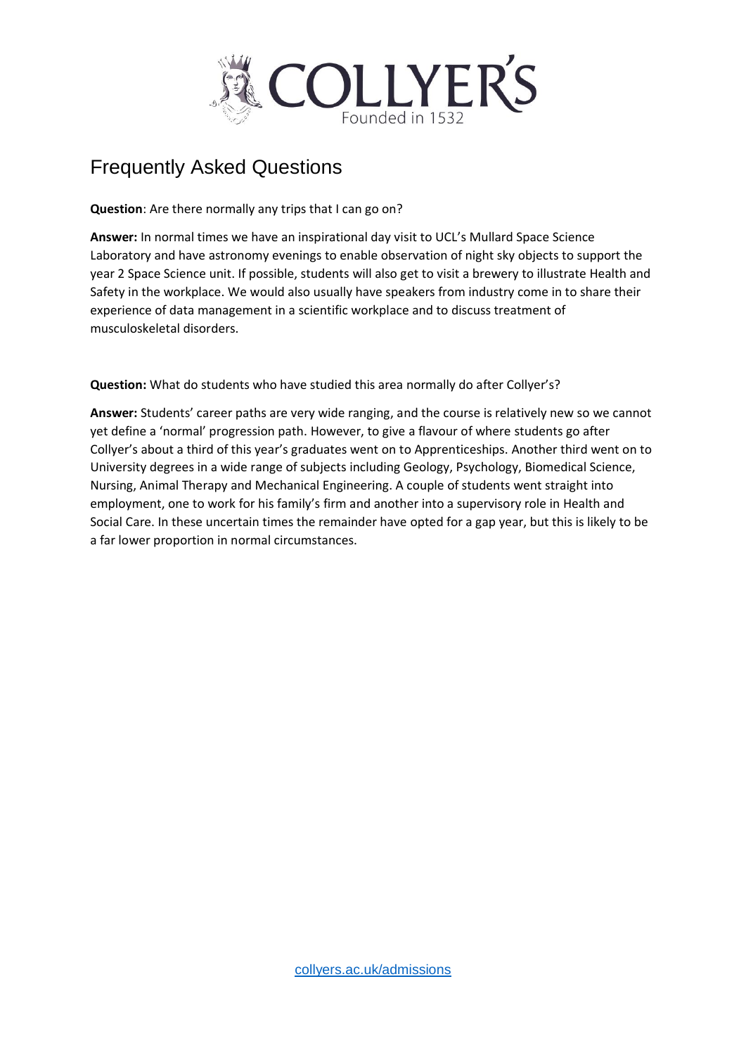COLLYER'S
Founded in 1532

## Frequently Asked Questions

**Question**: Are there normally any trips that I can go on?

**Answer:** In normal times we have an inspirational day visit to UCL's Mullard Space Science Laboratory and have astronomy evenings to enable observation of night sky objects to support the year 2 Space Science unit. If possible, students will also get to visit a brewery to illustrate Health and Safety in the workplace. We would also usually have speakers from industry come in to share their experience of data management in a scientific workplace and to discuss treatment of musculoskeletal disorders.

**Question:** What do students who have studied this area normally do after Collyer's?

**Answer:** Students' career paths are very wide ranging, and the course is relatively new so we cannot yet define a 'normal' progression path. However, to give a flavour of where students go after Collyer's about a third of this year's graduates went on to Apprenticeships. Another third went on to University degrees in a wide range of subjects including Geology, Psychology, Biomedical Science, Nursing, Animal Therapy and Mechanical Engineering. A couple of students went straight into employment, one to work for his family's firm and another into a supervisory role in Health and Social Care. In these uncertain times the remainder have opted for a gap year, but this is likely to be a far lower proportion in normal circumstances.

collyers.ac.uk/admissions